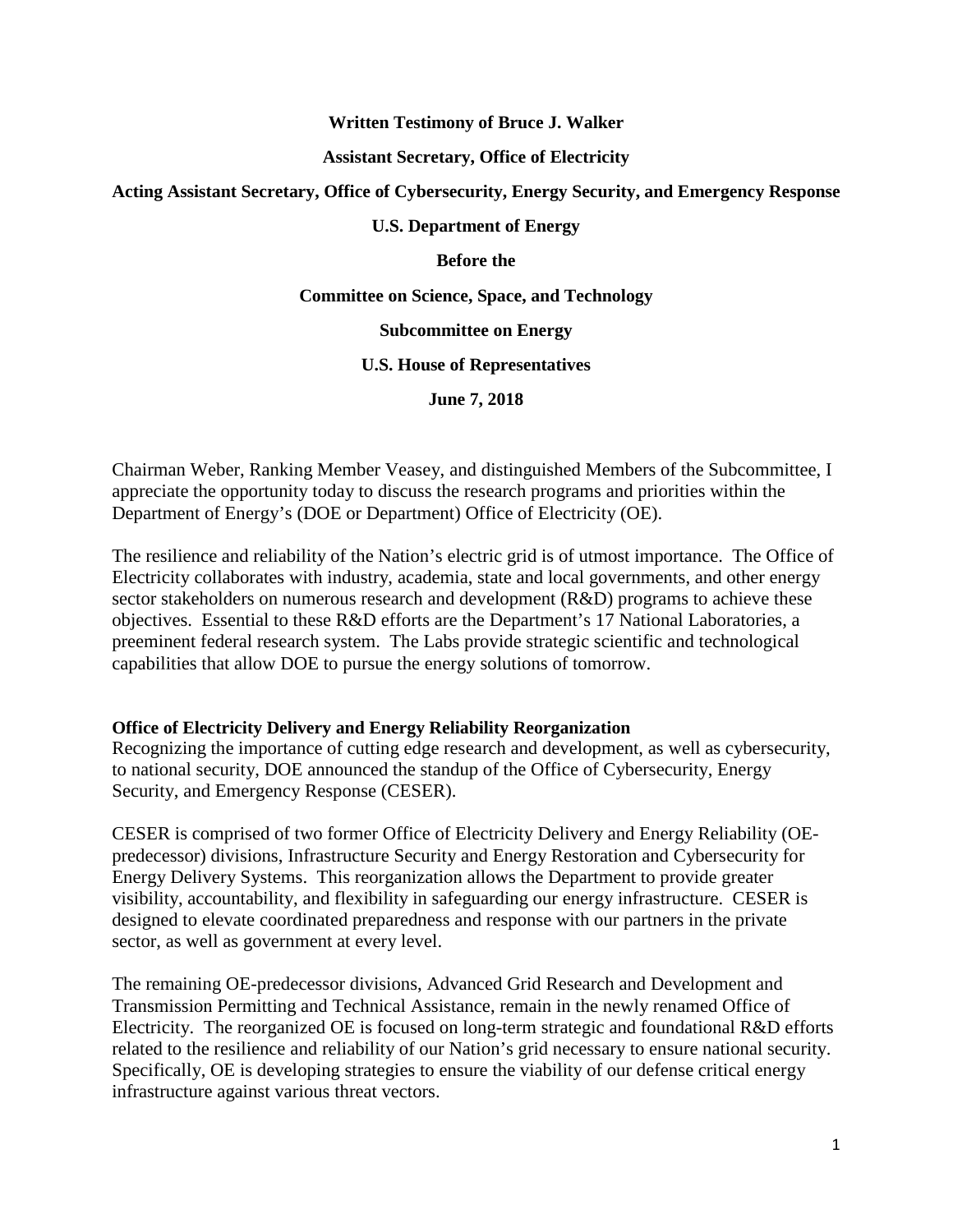**Written Testimony of Bruce J. Walker**

**Assistant Secretary, Office of Electricity**

**Acting Assistant Secretary, Office of Cybersecurity, Energy Security, and Emergency Response**

**U.S. Department of Energy**

**Before the**

**Committee on Science, Space, and Technology**

**Subcommittee on Energy**

**U.S. House of Representatives**

**June 7, 2018**

Chairman Weber, Ranking Member Veasey, and distinguished Members of the Subcommittee, I appreciate the opportunity today to discuss the research programs and priorities within the Department of Energy's (DOE or Department) Office of Electricity (OE).

The resilience and reliability of the Nation's electric grid is of utmost importance. The Office of Electricity collaborates with industry, academia, state and local governments, and other energy sector stakeholders on numerous research and development (R&D) programs to achieve these objectives. Essential to these R&D efforts are the Department's 17 National Laboratories, a preeminent federal research system. The Labs provide strategic scientific and technological capabilities that allow DOE to pursue the energy solutions of tomorrow.

**Office of Electricity Delivery and Energy Reliability Reorganization**

Recognizing the importance of cutting edge research and development, as well as cybersecurity, to national security, DOE announced the standup of the Office of Cybersecurity, Energy Security, and Emergency Response (CESER).

CESER is comprised of two former Office of Electricity Delivery and Energy Reliability (OE-predecessor) divisions, Infrastructure Security and Energy Restoration and Cybersecurity for Energy Delivery Systems. This reorganization allows the Department to provide greater visibility, accountability, and flexibility in safeguarding our energy infrastructure. CESER is designed to elevate coordinated preparedness and response with our partners in the private sector, as well as government at every level.

The remaining OE-predecessor divisions, Advanced Grid Research and Development and Transmission Permitting and Technical Assistance, remain in the newly renamed Office of Electricity. The reorganized OE is focused on long-term strategic and foundational R&D efforts related to the resilience and reliability of our Nation's grid necessary to ensure national security. Specifically, OE is developing strategies to ensure the viability of our defense critical energy infrastructure against various threat vectors.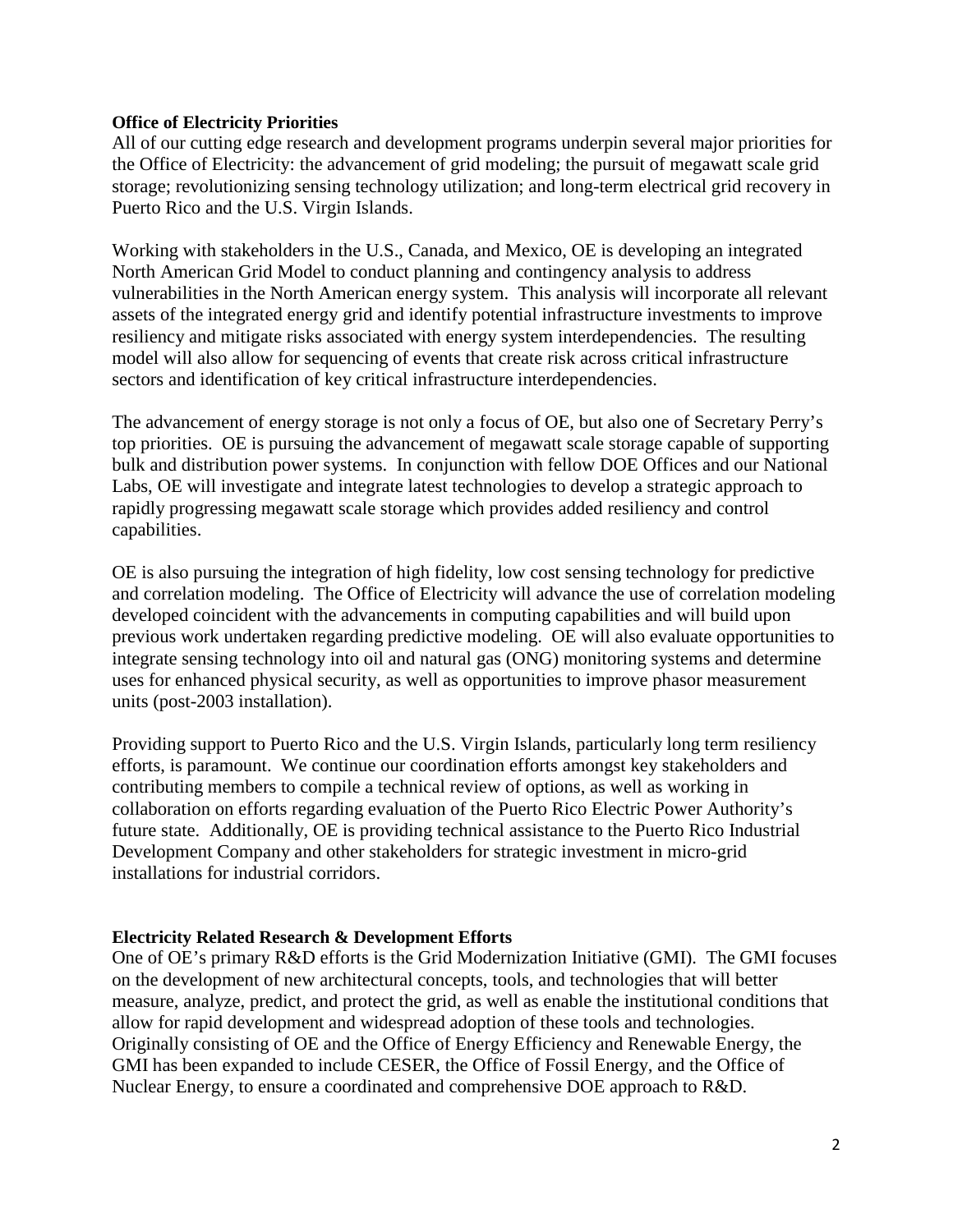**Office of Electricity Priorities**

All of our cutting edge research and development programs underpin several major priorities for the Office of Electricity: the advancement of grid modeling; the pursuit of megawatt scale grid storage; revolutionizing sensing technology utilization; and long-term electrical grid recovery in Puerto Rico and the U.S. Virgin Islands.

Working with stakeholders in the U.S., Canada, and Mexico, OE is developing an integrated North American Grid Model to conduct planning and contingency analysis to address vulnerabilities in the North American energy system. This analysis will incorporate all relevant assets of the integrated energy grid and identify potential infrastructure investments to improve resiliency and mitigate risks associated with energy system interdependencies. The resulting model will also allow for sequencing of events that create risk across critical infrastructure sectors and identification of key critical infrastructure interdependencies.

The advancement of energy storage is not only a focus of OE, but also one of Secretary Perry's top priorities. OE is pursuing the advancement of megawatt scale storage capable of supporting bulk and distribution power systems. In conjunction with fellow DOE Offices and our National Labs, OE will investigate and integrate latest technologies to develop a strategic approach to rapidly progressing megawatt scale storage which provides added resiliency and control capabilities.

OE is also pursuing the integration of high fidelity, low cost sensing technology for predictive and correlation modeling. The Office of Electricity will advance the use of correlation modeling developed coincident with the advancements in computing capabilities and will build upon previous work undertaken regarding predictive modeling. OE will also evaluate opportunities to integrate sensing technology into oil and natural gas (ONG) monitoring systems and determine uses for enhanced physical security, as well as opportunities to improve phasor measurement units (post-2003 installation).

Providing support to Puerto Rico and the U.S. Virgin Islands, particularly long term resiliency efforts, is paramount. We continue our coordination efforts amongst key stakeholders and contributing members to compile a technical review of options, as well as working in collaboration on efforts regarding evaluation of the Puerto Rico Electric Power Authority's future state. Additionally, OE is providing technical assistance to the Puerto Rico Industrial Development Company and other stakeholders for strategic investment in micro-grid installations for industrial corridors.

**Electricity Related Research & Development Efforts**

One of OE's primary R&D efforts is the Grid Modernization Initiative (GMI). The GMI focuses on the development of new architectural concepts, tools, and technologies that will better measure, analyze, predict, and protect the grid, as well as enable the institutional conditions that allow for rapid development and widespread adoption of these tools and technologies. Originally consisting of OE and the Office of Energy Efficiency and Renewable Energy, the GMI has been expanded to include CESER, the Office of Fossil Energy, and the Office of Nuclear Energy, to ensure a coordinated and comprehensive DOE approach to R&D.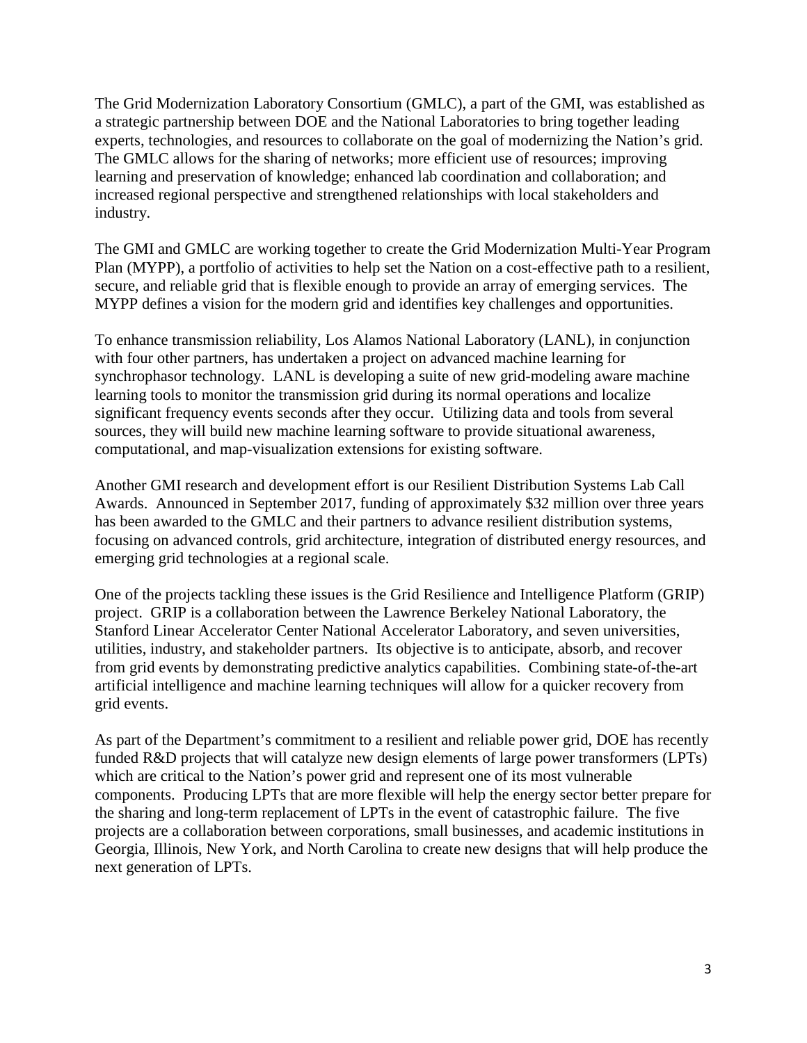The Grid Modernization Laboratory Consortium (GMLC), a part of the GMI, was established as a strategic partnership between DOE and the National Laboratories to bring together leading experts, technologies, and resources to collaborate on the goal of modernizing the Nation's grid. The GMLC allows for the sharing of networks; more efficient use of resources; improving learning and preservation of knowledge; enhanced lab coordination and collaboration; and increased regional perspective and strengthened relationships with local stakeholders and industry.

The GMI and GMLC are working together to create the Grid Modernization Multi-Year Program Plan (MYPP), a portfolio of activities to help set the Nation on a cost-effective path to a resilient, secure, and reliable grid that is flexible enough to provide an array of emerging services. The MYPP defines a vision for the modern grid and identifies key challenges and opportunities.

To enhance transmission reliability, Los Alamos National Laboratory (LANL), in conjunction with four other partners, has undertaken a project on advanced machine learning for synchrophasor technology. LANL is developing a suite of new grid-modeling aware machine learning tools to monitor the transmission grid during its normal operations and localize significant frequency events seconds after they occur. Utilizing data and tools from several sources, they will build new machine learning software to provide situational awareness, computational, and map-visualization extensions for existing software.

Another GMI research and development effort is our Resilient Distribution Systems Lab Call Awards. Announced in September 2017, funding of approximately $32 million over three years has been awarded to the GMLC and their partners to advance resilient distribution systems, focusing on advanced controls, grid architecture, integration of distributed energy resources, and emerging grid technologies at a regional scale.

One of the projects tackling these issues is the Grid Resilience and Intelligence Platform (GRIP) project. GRIP is a collaboration between the Lawrence Berkeley National Laboratory, the Stanford Linear Accelerator Center National Accelerator Laboratory, and seven universities, utilities, industry, and stakeholder partners. Its objective is to anticipate, absorb, and recover from grid events by demonstrating predictive analytics capabilities. Combining state-of-the-art artificial intelligence and machine learning techniques will allow for a quicker recovery from grid events.

As part of the Department's commitment to a resilient and reliable power grid, DOE has recently funded R&D projects that will catalyze new design elements of large power transformers (LPTs) which are critical to the Nation's power grid and represent one of its most vulnerable components. Producing LPTs that are more flexible will help the energy sector better prepare for the sharing and long-term replacement of LPTs in the event of catastrophic failure. The five projects are a collaboration between corporations, small businesses, and academic institutions in Georgia, Illinois, New York, and North Carolina to create new designs that will help produce the next generation of LPTs.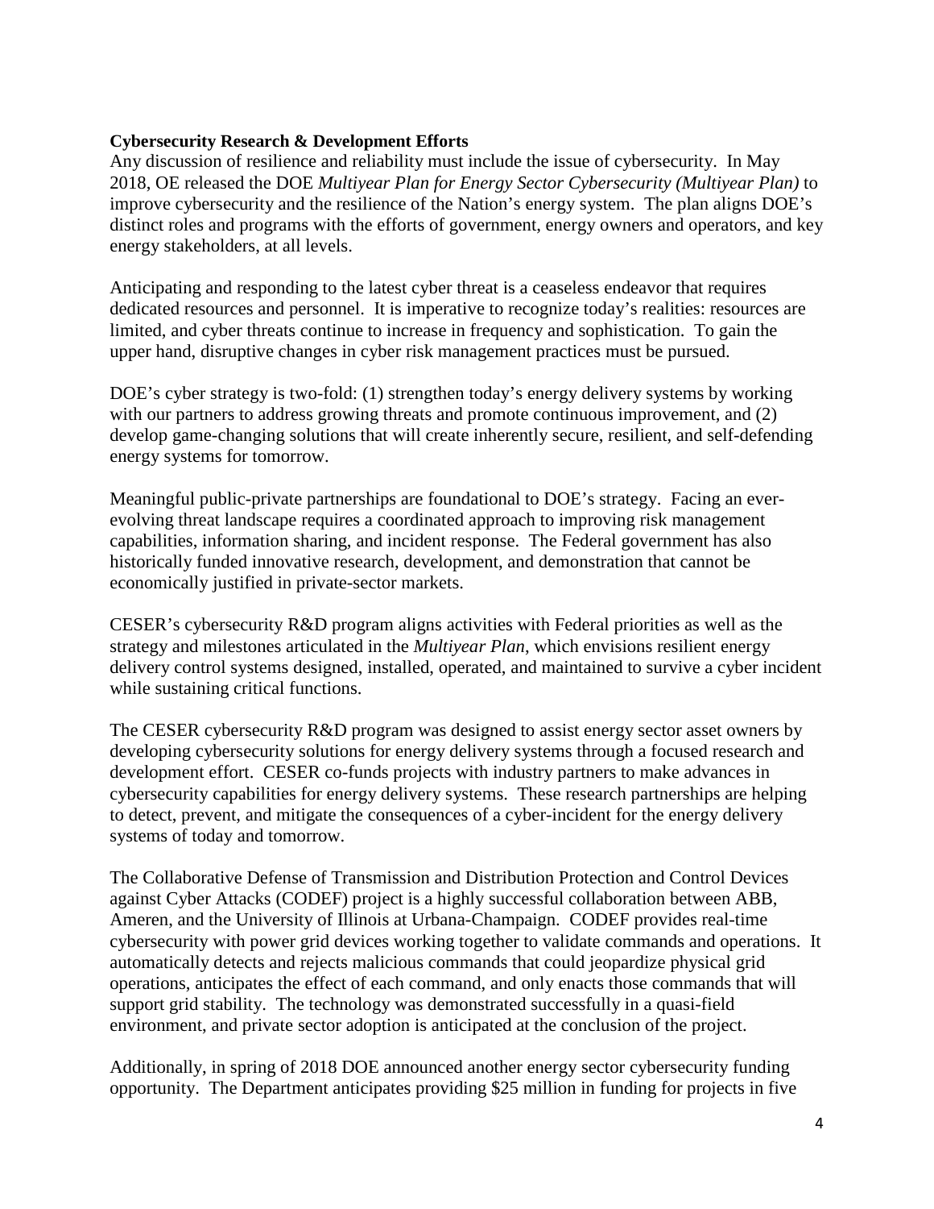**Cybersecurity Research & Development Efforts**

Any discussion of resilience and reliability must include the issue of cybersecurity. In May 2018, OE released the DOE *Multiyear Plan for Energy Sector Cybersecurity (Multiyear Plan)* to improve cybersecurity and the resilience of the Nation's energy system. The plan aligns DOE's distinct roles and programs with the efforts of government, energy owners and operators, and key energy stakeholders, at all levels.

Anticipating and responding to the latest cyber threat is a ceaseless endeavor that requires dedicated resources and personnel. It is imperative to recognize today's realities: resources are limited, and cyber threats continue to increase in frequency and sophistication. To gain the upper hand, disruptive changes in cyber risk management practices must be pursued.

DOE's cyber strategy is two-fold: (1) strengthen today's energy delivery systems by working with our partners to address growing threats and promote continuous improvement, and (2) develop game-changing solutions that will create inherently secure, resilient, and self-defending energy systems for tomorrow.

Meaningful public-private partnerships are foundational to DOE's strategy. Facing an ever-evolving threat landscape requires a coordinated approach to improving risk management capabilities, information sharing, and incident response. The Federal government has also historically funded innovative research, development, and demonstration that cannot be economically justified in private-sector markets.

CESER's cybersecurity R&D program aligns activities with Federal priorities as well as the strategy and milestones articulated in the *Multiyear Plan*, which envisions resilient energy delivery control systems designed, installed, operated, and maintained to survive a cyber incident while sustaining critical functions.

The CESER cybersecurity R&D program was designed to assist energy sector asset owners by developing cybersecurity solutions for energy delivery systems through a focused research and development effort. CESER co-funds projects with industry partners to make advances in cybersecurity capabilities for energy delivery systems. These research partnerships are helping to detect, prevent, and mitigate the consequences of a cyber-incident for the energy delivery systems of today and tomorrow.

The Collaborative Defense of Transmission and Distribution Protection and Control Devices against Cyber Attacks (CODEF) project is a highly successful collaboration between ABB, Ameren, and the University of Illinois at Urbana-Champaign. CODEF provides real-time cybersecurity with power grid devices working together to validate commands and operations. It automatically detects and rejects malicious commands that could jeopardize physical grid operations, anticipates the effect of each command, and only enacts those commands that will support grid stability. The technology was demonstrated successfully in a quasi-field environment, and private sector adoption is anticipated at the conclusion of the project.

Additionally, in spring of 2018 DOE announced another energy sector cybersecurity funding opportunity. The Department anticipates providing $25 million in funding for projects in five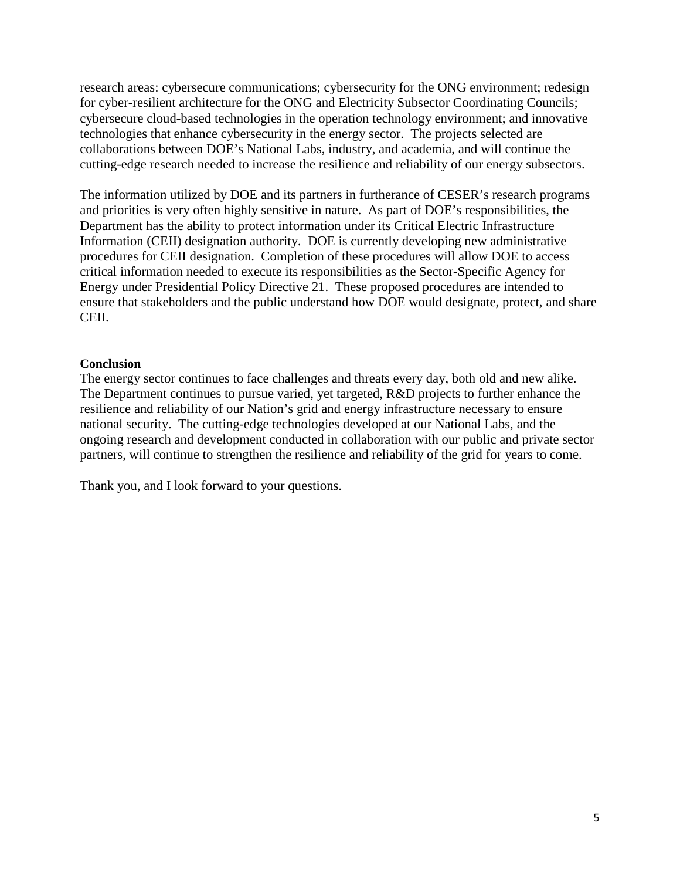research areas: cybersecure communications; cybersecurity for the ONG environment; redesign for cyber-resilient architecture for the ONG and Electricity Subsector Coordinating Councils; cybersecure cloud-based technologies in the operation technology environment; and innovative technologies that enhance cybersecurity in the energy sector. The projects selected are collaborations between DOE's National Labs, industry, and academia, and will continue the cutting-edge research needed to increase the resilience and reliability of our energy subsectors.

The information utilized by DOE and its partners in furtherance of CESER's research programs and priorities is very often highly sensitive in nature. As part of DOE's responsibilities, the Department has the ability to protect information under its Critical Electric Infrastructure Information (CEII) designation authority. DOE is currently developing new administrative procedures for CEII designation. Completion of these procedures will allow DOE to access critical information needed to execute its responsibilities as the Sector-Specific Agency for Energy under Presidential Policy Directive 21. These proposed procedures are intended to ensure that stakeholders and the public understand how DOE would designate, protect, and share CEII.

**Conclusion**

The energy sector continues to face challenges and threats every day, both old and new alike. The Department continues to pursue varied, yet targeted, R&D projects to further enhance the resilience and reliability of our Nation's grid and energy infrastructure necessary to ensure national security. The cutting-edge technologies developed at our National Labs, and the ongoing research and development conducted in collaboration with our public and private sector partners, will continue to strengthen the resilience and reliability of the grid for years to come.

Thank you, and I look forward to your questions.